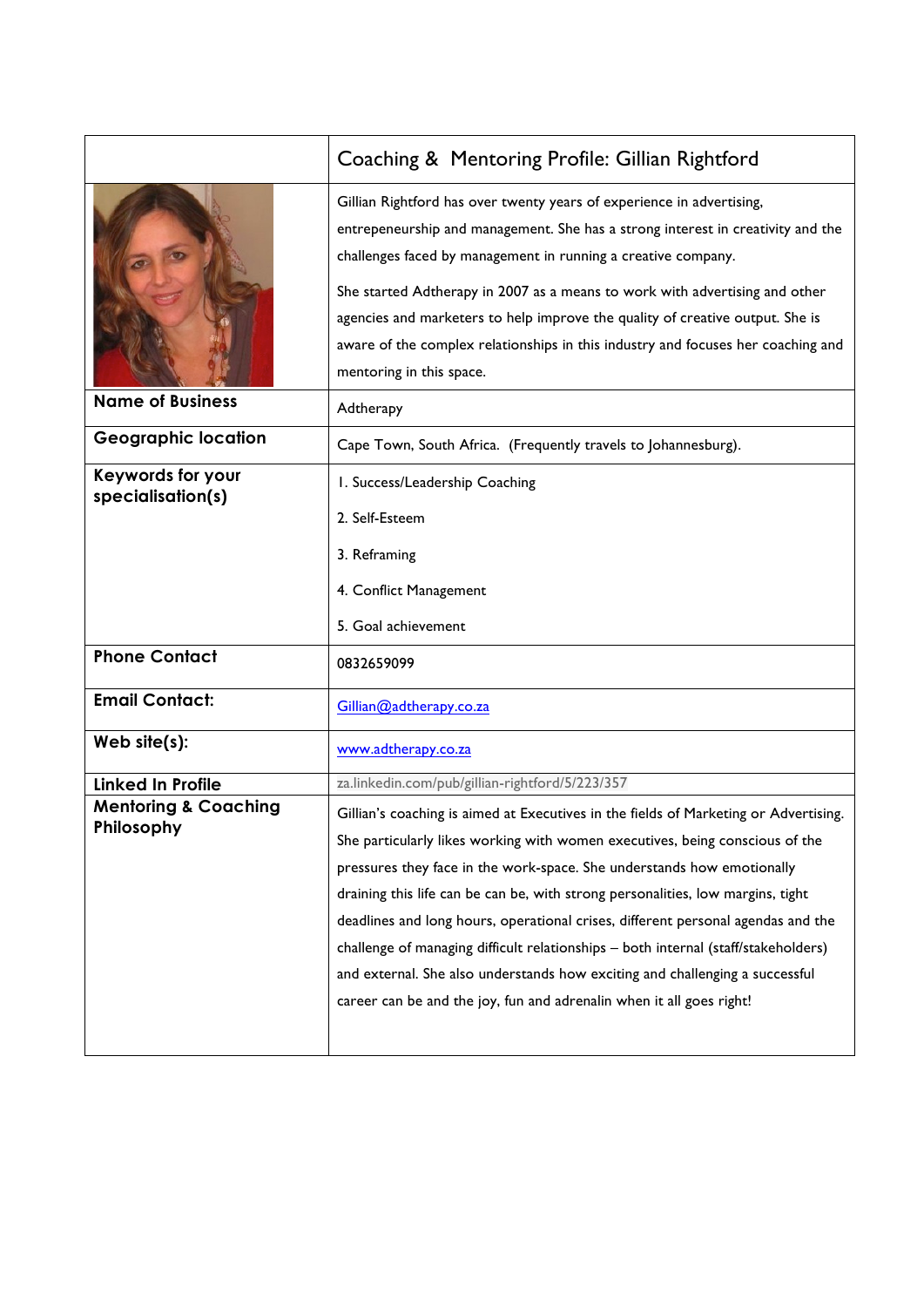| | Coaching & Mentoring Profile: Gillian Rightford |
|---|---|
| | Gillian Rightford has over twenty years of experience in advertising, entrepeneurship and management. She has a strong interest in creativity and the challenges faced by management in running a creative company.<br><br>She started Adtherapy in 2007 as a means to work with advertising and other agencies and marketers to help improve the quality of creative output. She is aware of the complex relationships in this industry and focuses her coaching and mentoring in this space. |
| **Name of Business** | Adtherapy |
| **Geographic location** | Cape Town, South Africa. (Frequently travels to Johannesburg). |
| **Keywords for your specialisation(s)** | 1. Success/Leadership Coaching<br>2. Self-Esteem<br>3. Reframing<br>4. Conflict Management<br>5. Goal achievement |
| **Phone Contact** | 0832659099 |
| **Email Contact:** | Gillian@adtherapy.co.za |
| **Web site(s):** | www.adtherapy.co.za |
| **Linked In Profile** | za.linkedin.com/pub/gillian-rightford/5/223/357 |
| **Mentoring & Coaching Philosophy** | Gillian's coaching is aimed at Executives in the fields of Marketing or Advertising. She particularly likes working with women executives, being conscious of the pressures they face in the work-space. She understands how emotionally draining this life can be can be, with strong personalities, low margins, tight deadlines and long hours, operational crises, different personal agendas and the challenge of managing difficult relationships – both internal (staff/stakeholders) and external. She also understands how exciting and challenging a successful career can be and the joy, fun and adrenalin when it all goes right! |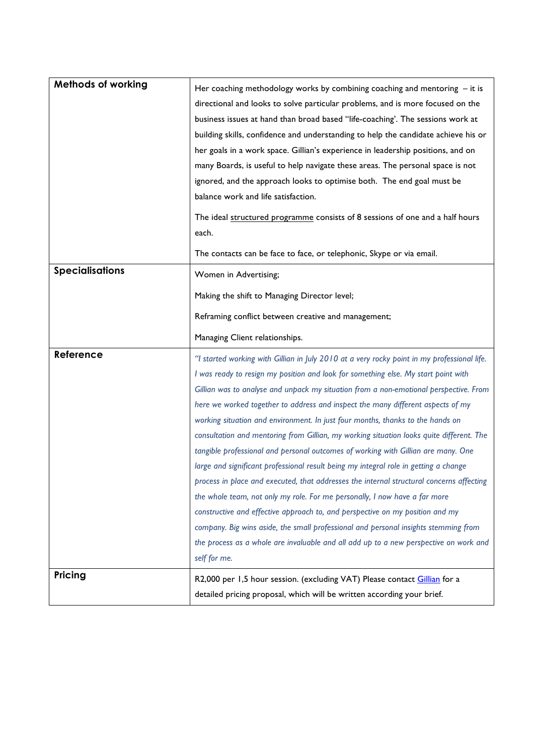| | |
|---|---|
| **Methods of working** | Her coaching methodology works by combining coaching and mentoring – it is directional and looks to solve particular problems, and is more focused on the business issues at hand than broad based "life-coaching'. The sessions work at building skills, confidence and understanding to help the candidate achieve his or her goals in a work space. Gillian's experience in leadership positions, and on many Boards, is useful to help navigate these areas. The personal space is not ignored, and the approach looks to optimise both. The end goal must be balance work and life satisfaction.<br><br>The ideal structured programme consists of 8 sessions of one and a half hours each.<br><br>The contacts can be face to face, or telephonic, Skype or via email. |
| **Specialisations** | Women in Advertising;<br><br>Making the shift to Managing Director level;<br><br>Reframing conflict between creative and management;<br><br>Managing Client relationships. |
| **Reference** | *"I started working with Gillian in July 2010 at a very rocky point in my professional life. I was ready to resign my position and look for something else. My start point with Gillian was to analyse and unpack my situation from a non-emotional perspective. From here we worked together to address and inspect the many different aspects of my working situation and environment. In just four months, thanks to the hands on consultation and mentoring from Gillian, my working situation looks quite different. The tangible professional and personal outcomes of working with Gillian are many. One large and significant professional result being my integral role in getting a change process in place and executed, that addresses the internal structural concerns affecting the whole team, not only my role. For me personally, I now have a far more constructive and effective approach to, and perspective on my position and my company. Big wins aside, the small professional and personal insights stemming from the process as a whole are invaluable and all add up to a new perspective on work and self for me.* |
| **Pricing** | R2,000 per 1,5 hour session. (excluding VAT) Please contact Gillian for a detailed pricing proposal, which will be written according your brief. |